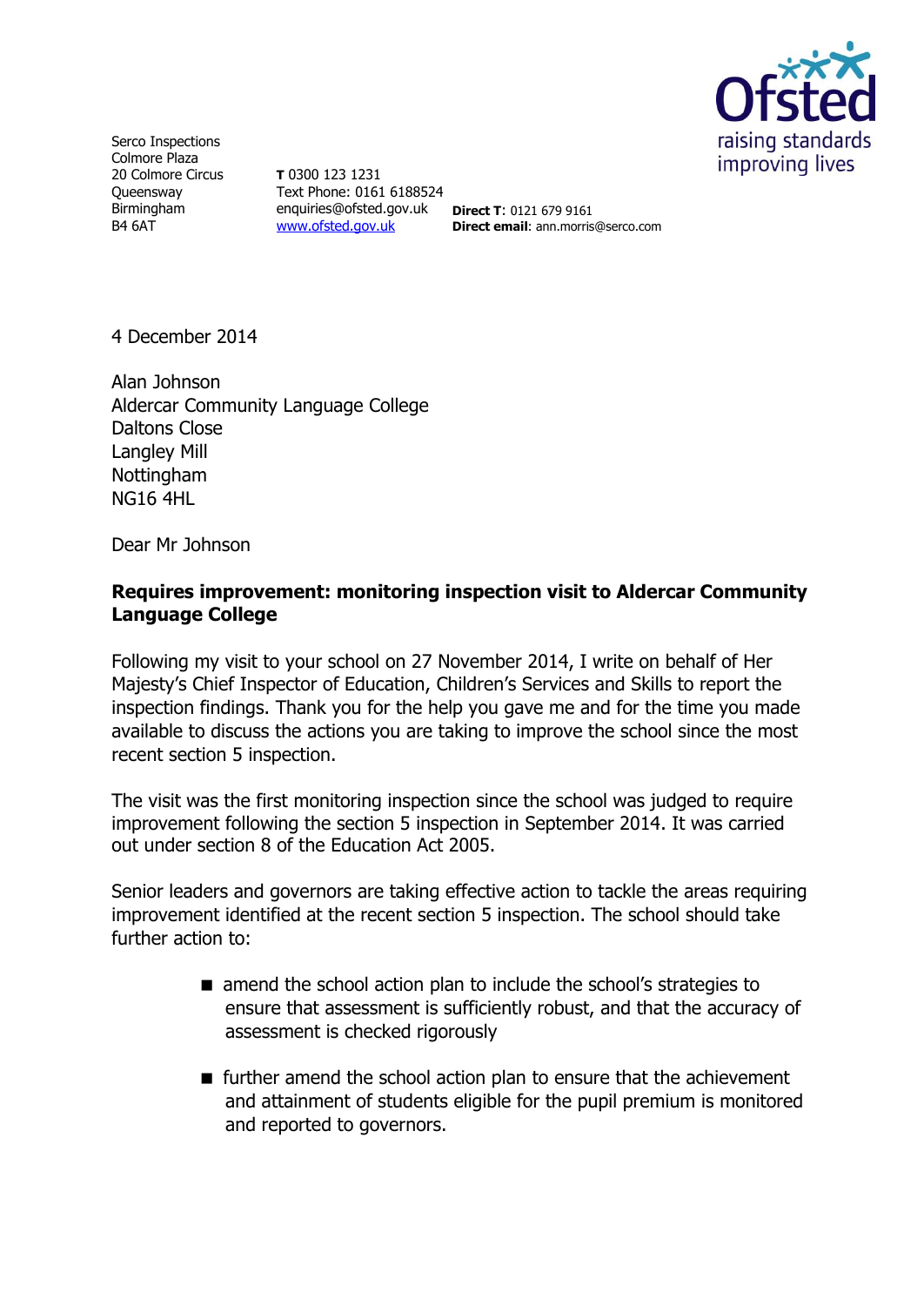Serco Inspections
Colmore Plaza
20 Colmore Circus
Queensway
Birmingham
B4 6AT

**T** 0300 123 1231
Text Phone: 0161 6188524
enquiries@ofsted.gov.uk
www.ofsted.gov.uk

**Direct T**: 0121 679 9161
**Direct email**: ann.morris@serco.com

Ofsted
raising standards
improving lives

4 December 2014

Alan Johnson
Aldercar Community Language College
Daltons Close
Langley Mill
Nottingham
NG16 4HL

Dear Mr Johnson

**Requires improvement: monitoring inspection visit to Aldercar Community Language College**

Following my visit to your school on 27 November 2014, I write on behalf of Her Majesty's Chief Inspector of Education, Children's Services and Skills to report the inspection findings. Thank you for the help you gave me and for the time you made available to discuss the actions you are taking to improve the school since the most recent section 5 inspection.

The visit was the first monitoring inspection since the school was judged to require improvement following the section 5 inspection in September 2014. It was carried out under section 8 of the Education Act 2005.

Senior leaders and governors are taking effective action to tackle the areas requiring improvement identified at the recent section 5 inspection. The school should take further action to:

- amend the school action plan to include the school's strategies to ensure that assessment is sufficiently robust, and that the accuracy of assessment is checked rigorously
- further amend the school action plan to ensure that the achievement and attainment of students eligible for the pupil premium is monitored and reported to governors.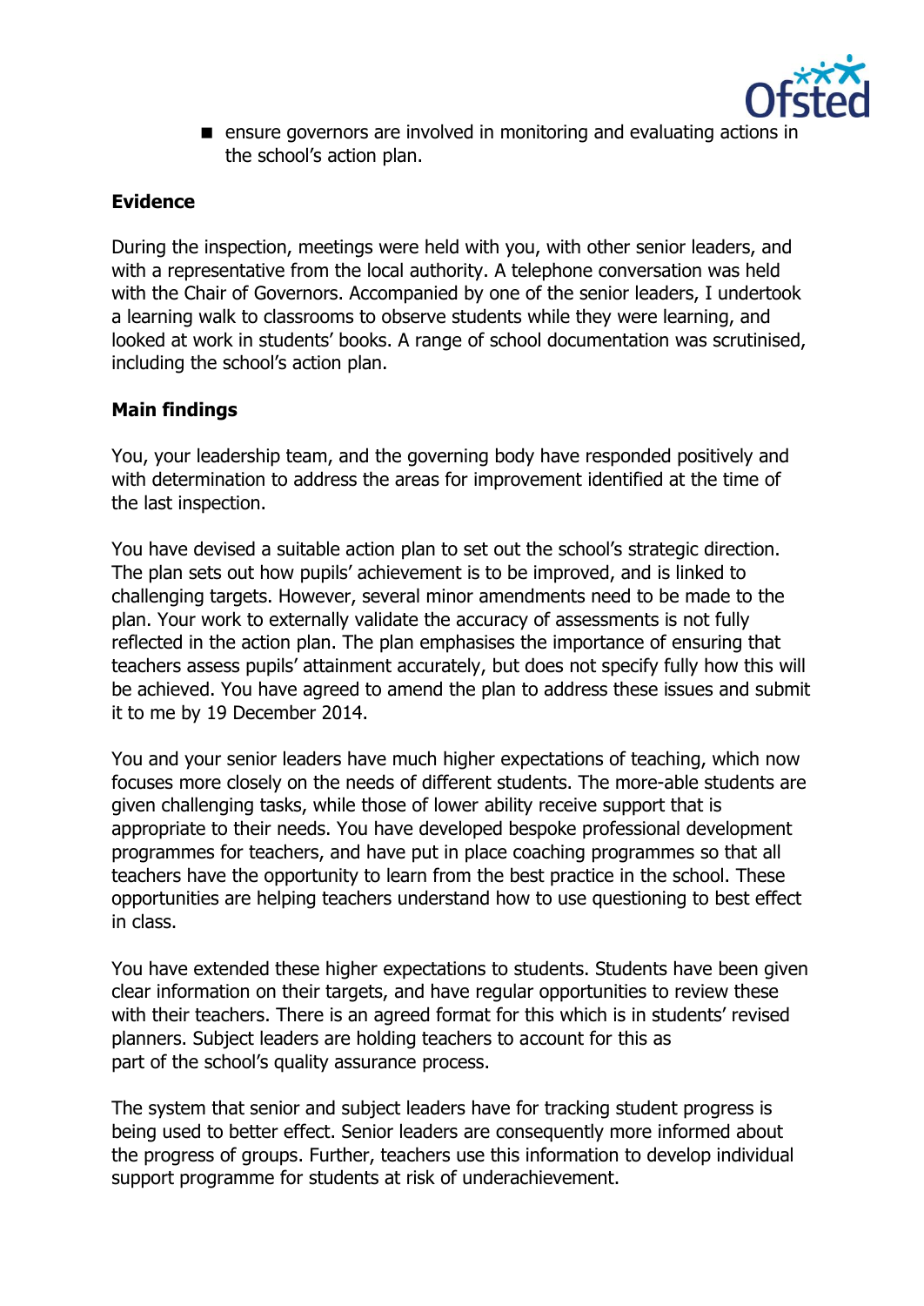- ensure governors are involved in monitoring and evaluating actions in the school's action plan.

**Evidence**

During the inspection, meetings were held with you, with other senior leaders, and with a representative from the local authority. A telephone conversation was held with the Chair of Governors. Accompanied by one of the senior leaders, I undertook a learning walk to classrooms to observe students while they were learning, and looked at work in students' books. A range of school documentation was scrutinised, including the school's action plan.

**Main findings**

You, your leadership team, and the governing body have responded positively and with determination to address the areas for improvement identified at the time of the last inspection.

You have devised a suitable action plan to set out the school's strategic direction. The plan sets out how pupils' achievement is to be improved, and is linked to challenging targets. However, several minor amendments need to be made to the plan. Your work to externally validate the accuracy of assessments is not fully reflected in the action plan. The plan emphasises the importance of ensuring that teachers assess pupils' attainment accurately, but does not specify fully how this will be achieved. You have agreed to amend the plan to address these issues and submit it to me by 19 December 2014.

You and your senior leaders have much higher expectations of teaching, which now focuses more closely on the needs of different students. The more-able students are given challenging tasks, while those of lower ability receive support that is appropriate to their needs. You have developed bespoke professional development programmes for teachers, and have put in place coaching programmes so that all teachers have the opportunity to learn from the best practice in the school. These opportunities are helping teachers understand how to use questioning to best effect in class.

You have extended these higher expectations to students. Students have been given clear information on their targets, and have regular opportunities to review these with their teachers. There is an agreed format for this which is in students' revised planners. Subject leaders are holding teachers to account for this as part of the school's quality assurance process.

The system that senior and subject leaders have for tracking student progress is being used to better effect. Senior leaders are consequently more informed about the progress of groups. Further, teachers use this information to develop individual support programme for students at risk of underachievement.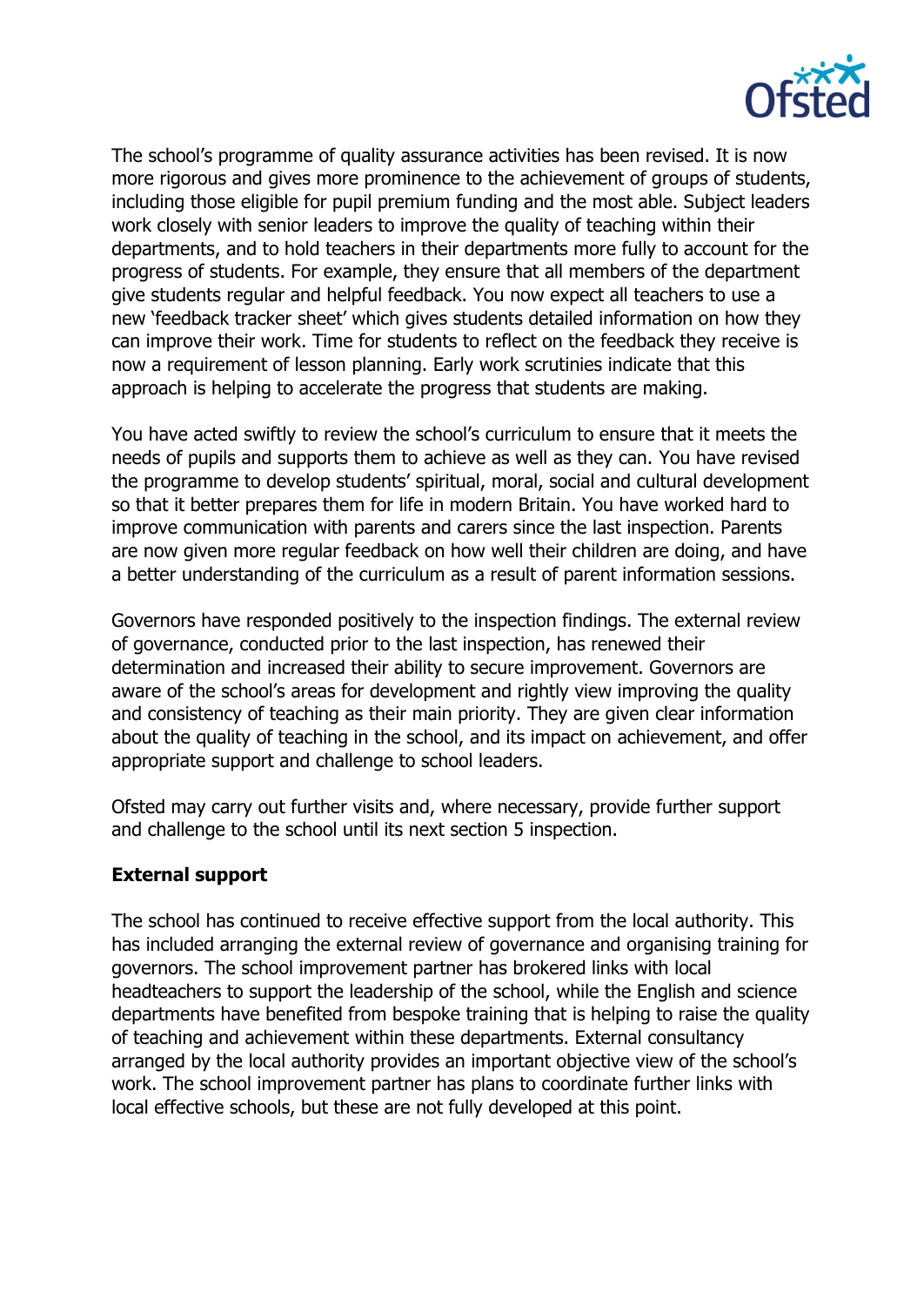The school's programme of quality assurance activities has been revised. It is now more rigorous and gives more prominence to the achievement of groups of students, including those eligible for pupil premium funding and the most able. Subject leaders work closely with senior leaders to improve the quality of teaching within their departments, and to hold teachers in their departments more fully to account for the progress of students. For example, they ensure that all members of the department give students regular and helpful feedback. You now expect all teachers to use a new 'feedback tracker sheet' which gives students detailed information on how they can improve their work. Time for students to reflect on the feedback they receive is now a requirement of lesson planning. Early work scrutinies indicate that this approach is helping to accelerate the progress that students are making.

You have acted swiftly to review the school's curriculum to ensure that it meets the needs of pupils and supports them to achieve as well as they can. You have revised the programme to develop students' spiritual, moral, social and cultural development so that it better prepares them for life in modern Britain. You have worked hard to improve communication with parents and carers since the last inspection. Parents are now given more regular feedback on how well their children are doing, and have a better understanding of the curriculum as a result of parent information sessions.

Governors have responded positively to the inspection findings. The external review of governance, conducted prior to the last inspection, has renewed their determination and increased their ability to secure improvement. Governors are aware of the school's areas for development and rightly view improving the quality and consistency of teaching as their main priority. They are given clear information about the quality of teaching in the school, and its impact on achievement, and offer appropriate support and challenge to school leaders.

Ofsted may carry out further visits and, where necessary, provide further support and challenge to the school until its next section 5 inspection.

**External support**

The school has continued to receive effective support from the local authority. This has included arranging the external review of governance and organising training for governors. The school improvement partner has brokered links with local headteachers to support the leadership of the school, while the English and science departments have benefited from bespoke training that is helping to raise the quality of teaching and achievement within these departments. External consultancy arranged by the local authority provides an important objective view of the school's work. The school improvement partner has plans to coordinate further links with local effective schools, but these are not fully developed at this point.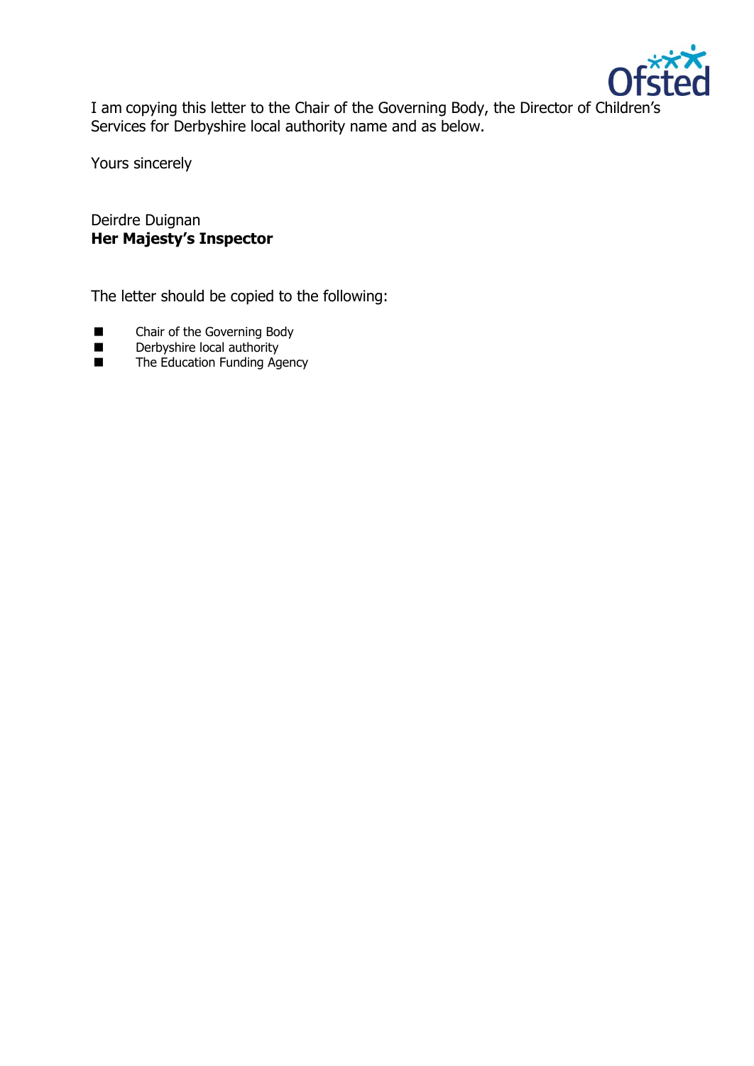I am copying this letter to the Chair of the Governing Body, the Director of Children's Services for Derbyshire local authority name and as below.

Yours sincerely

Deirdre Duignan
**Her Majesty's Inspector**

The letter should be copied to the following:

- Chair of the Governing Body
- Derbyshire local authority
- The Education Funding Agency